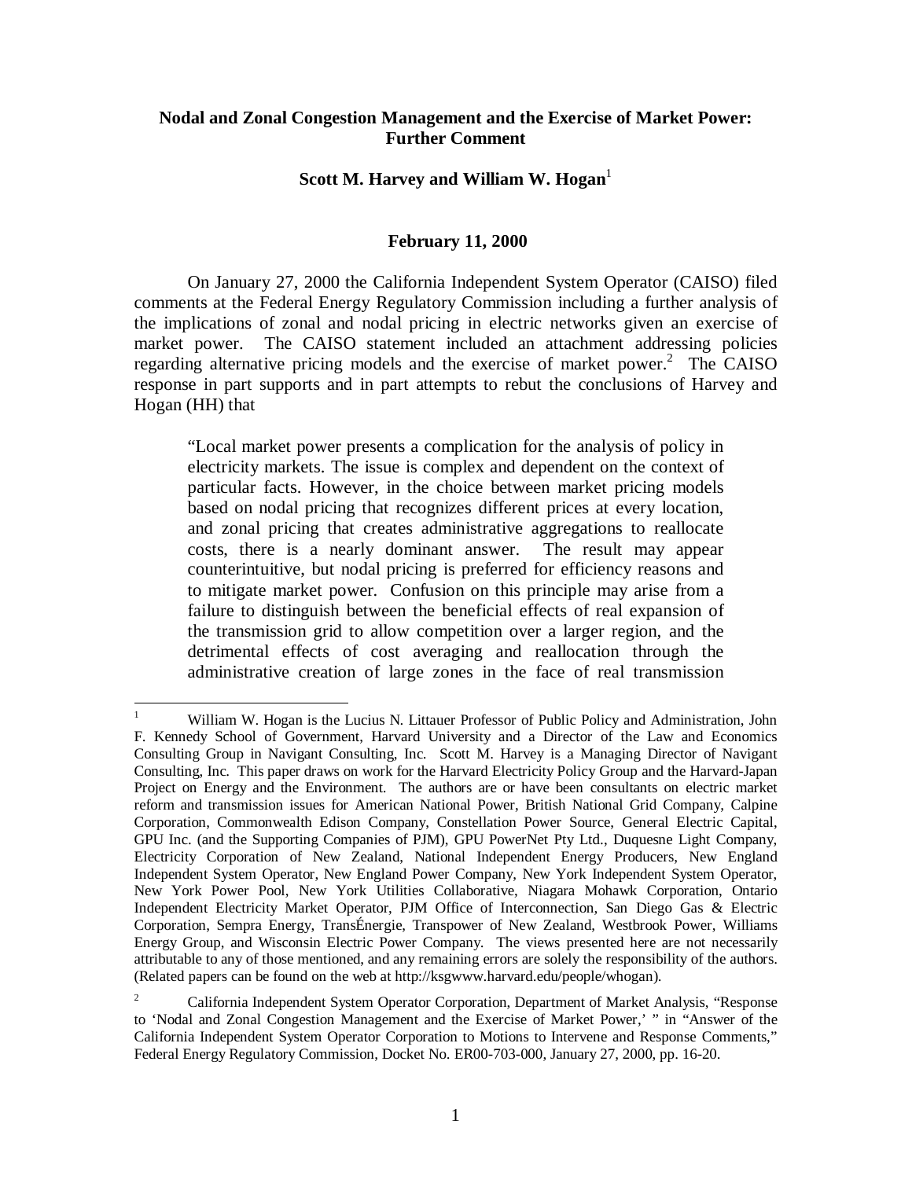# Nodal and Zonal Congestion Management and the Exercise of Market Power: Further Comment

**Scott M. Harvey and William W. Hogan**[1]

**February 11, 2000**

On January 27, 2000 the California Independent System Operator (CAISO) filed comments at the Federal Energy Regulatory Commission including a further analysis of the implications of zonal and nodal pricing in electric networks given an exercise of market power. The CAISO statement included an attachment addressing policies regarding alternative pricing models and the exercise of market power.[2] The CAISO response in part supports and in part attempts to rebut the conclusions of Harvey and Hogan (HH) that

> "Local market power presents a complication for the analysis of policy in electricity markets. The issue is complex and dependent on the context of particular facts. However, in the choice between market pricing models based on nodal pricing that recognizes different prices at every location, and zonal pricing that creates administrative aggregations to reallocate costs, there is a nearly dominant answer. The result may appear counterintuitive, but nodal pricing is preferred for efficiency reasons and to mitigate market power. Confusion on this principle may arise from a failure to distinguish between the beneficial effects of real expansion of the transmission grid to allow competition over a larger region, and the detrimental effects of cost averaging and reallocation through the administrative creation of large zones in the face of real transmission

---

[1] William W. Hogan is the Lucius N. Littauer Professor of Public Policy and Administration, John F. Kennedy School of Government, Harvard University and a Director of the Law and Economics Consulting Group in Navigant Consulting, Inc. Scott M. Harvey is a Managing Director of Navigant Consulting, Inc. This paper draws on work for the Harvard Electricity Policy Group and the Harvard-Japan Project on Energy and the Environment. The authors are or have been consultants on electric market reform and transmission issues for American National Power, British National Grid Company, Calpine Corporation, Commonwealth Edison Company, Constellation Power Source, General Electric Capital, GPU Inc. (and the Supporting Companies of PJM), GPU PowerNet Pty Ltd., Duquesne Light Company, Electricity Corporation of New Zealand, National Independent Energy Producers, New England Independent System Operator, New England Power Company, New York Independent System Operator, New York Power Pool, New York Utilities Collaborative, Niagara Mohawk Corporation, Ontario Independent Electricity Market Operator, PJM Office of Interconnection, San Diego Gas & Electric Corporation, Sempra Energy, TransÉnergie, Transpower of New Zealand, Westbrook Power, Williams Energy Group, and Wisconsin Electric Power Company. The views presented here are not necessarily attributable to any of those mentioned, and any remaining errors are solely the responsibility of the authors. (Related papers can be found on the web at http://ksgwww.harvard.edu/people/whogan).

[2] California Independent System Operator Corporation, Department of Market Analysis, "Response to 'Nodal and Zonal Congestion Management and the Exercise of Market Power,' " in "Answer of the California Independent System Operator Corporation to Motions to Intervene and Response Comments," Federal Energy Regulatory Commission, Docket No. ER00-703-000, January 27, 2000, pp. 16-20.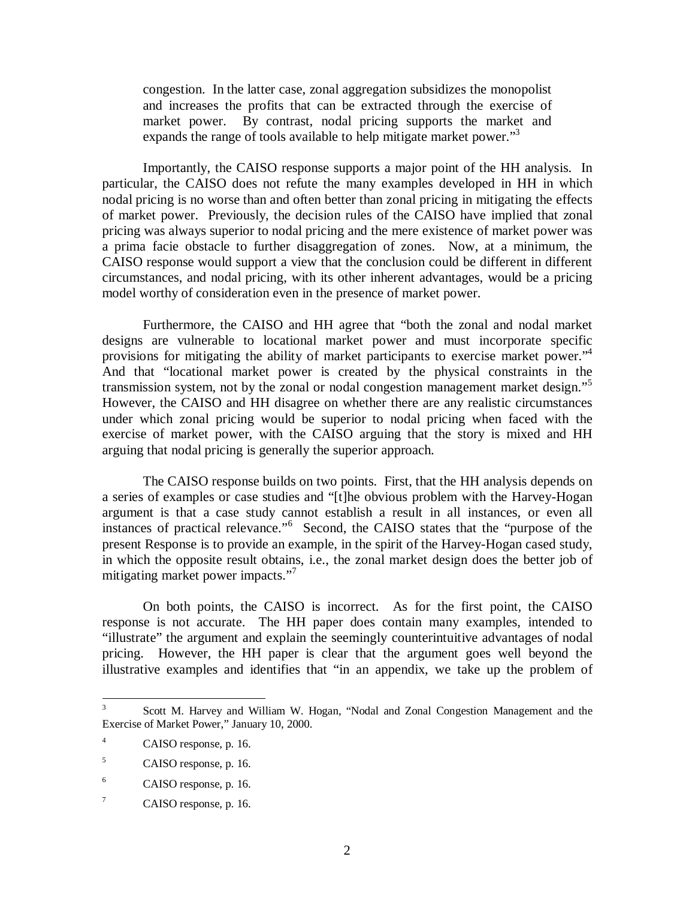> congestion. In the latter case, zonal aggregation subsidizes the monopolist and increases the profits that can be extracted through the exercise of market power. By contrast, nodal pricing supports the market and expands the range of tools available to help mitigate market power."[3]

Importantly, the CAISO response supports a major point of the HH analysis. In particular, the CAISO does not refute the many examples developed in HH in which nodal pricing is no worse than and often better than zonal pricing in mitigating the effects of market power. Previously, the decision rules of the CAISO have implied that zonal pricing was always superior to nodal pricing and the mere existence of market power was a prima facie obstacle to further disaggregation of zones. Now, at a minimum, the CAISO response would support a view that the conclusion could be different in different circumstances, and nodal pricing, with its other inherent advantages, would be a pricing model worthy of consideration even in the presence of market power.

Furthermore, the CAISO and HH agree that "both the zonal and nodal market designs are vulnerable to locational market power and must incorporate specific provisions for mitigating the ability of market participants to exercise market power."[4] And that "locational market power is created by the physical constraints in the transmission system, not by the zonal or nodal congestion management market design."[5] However, the CAISO and HH disagree on whether there are any realistic circumstances under which zonal pricing would be superior to nodal pricing when faced with the exercise of market power, with the CAISO arguing that the story is mixed and HH arguing that nodal pricing is generally the superior approach.

The CAISO response builds on two points. First, that the HH analysis depends on a series of examples or case studies and "[t]he obvious problem with the Harvey-Hogan argument is that a case study cannot establish a result in all instances, or even all instances of practical relevance."[6] Second, the CAISO states that the "purpose of the present Response is to provide an example, in the spirit of the Harvey-Hogan cased study, in which the opposite result obtains, i.e., the zonal market design does the better job of mitigating market power impacts."[7]

On both points, the CAISO is incorrect. As for the first point, the CAISO response is not accurate. The HH paper does contain many examples, intended to "illustrate" the argument and explain the seemingly counterintuitive advantages of nodal pricing. However, the HH paper is clear that the argument goes well beyond the illustrative examples and identifies that "in an appendix, we take up the problem of

---

[3] Scott M. Harvey and William W. Hogan, "Nodal and Zonal Congestion Management and the Exercise of Market Power," January 10, 2000.

[4] CAISO response, p. 16.

[5] CAISO response, p. 16.

[6] CAISO response, p. 16.

[7] CAISO response, p. 16.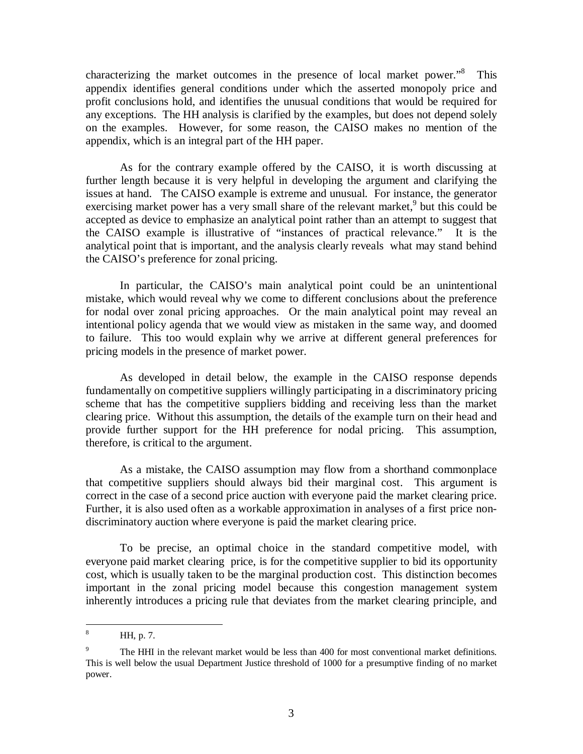characterizing the market outcomes in the presence of local market power."[8] This appendix identifies general conditions under which the asserted monopoly price and profit conclusions hold, and identifies the unusual conditions that would be required for any exceptions. The HH analysis is clarified by the examples, but does not depend solely on the examples. However, for some reason, the CAISO makes no mention of the appendix, which is an integral part of the HH paper.

As for the contrary example offered by the CAISO, it is worth discussing at further length because it is very helpful in developing the argument and clarifying the issues at hand. The CAISO example is extreme and unusual. For instance, the generator exercising market power has a very small share of the relevant market,[9] but this could be accepted as device to emphasize an analytical point rather than an attempt to suggest that the CAISO example is illustrative of "instances of practical relevance." It is the analytical point that is important, and the analysis clearly reveals what may stand behind the CAISO's preference for zonal pricing.

In particular, the CAISO's main analytical point could be an unintentional mistake, which would reveal why we come to different conclusions about the preference for nodal over zonal pricing approaches. Or the main analytical point may reveal an intentional policy agenda that we would view as mistaken in the same way, and doomed to failure. This too would explain why we arrive at different general preferences for pricing models in the presence of market power.

As developed in detail below, the example in the CAISO response depends fundamentally on competitive suppliers willingly participating in a discriminatory pricing scheme that has the competitive suppliers bidding and receiving less than the market clearing price. Without this assumption, the details of the example turn on their head and provide further support for the HH preference for nodal pricing. This assumption, therefore, is critical to the argument.

As a mistake, the CAISO assumption may flow from a shorthand commonplace that competitive suppliers should always bid their marginal cost. This argument is correct in the case of a second price auction with everyone paid the market clearing price. Further, it is also used often as a workable approximation in analyses of a first price non-discriminatory auction where everyone is paid the market clearing price.

To be precise, an optimal choice in the standard competitive model, with everyone paid market clearing price, is for the competitive supplier to bid its opportunity cost, which is usually taken to be the marginal production cost. This distinction becomes important in the zonal pricing model because this congestion management system inherently introduces a pricing rule that deviates from the market clearing principle, and

---

[8] HH, p. 7.

[9] The HHI in the relevant market would be less than 400 for most conventional market definitions. This is well below the usual Department Justice threshold of 1000 for a presumptive finding of no market power.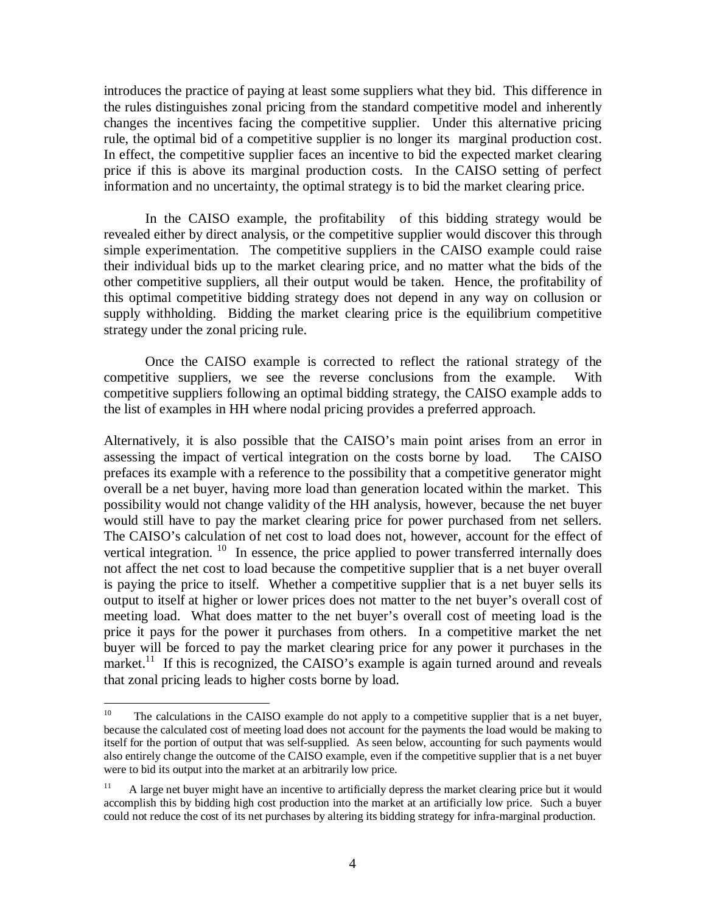introduces the practice of paying at least some suppliers what they bid. This difference in the rules distinguishes zonal pricing from the standard competitive model and inherently changes the incentives facing the competitive supplier. Under this alternative pricing rule, the optimal bid of a competitive supplier is no longer its marginal production cost. In effect, the competitive supplier faces an incentive to bid the expected market clearing price if this is above its marginal production costs. In the CAISO setting of perfect information and no uncertainty, the optimal strategy is to bid the market clearing price.

In the CAISO example, the profitability of this bidding strategy would be revealed either by direct analysis, or the competitive supplier would discover this through simple experimentation. The competitive suppliers in the CAISO example could raise their individual bids up to the market clearing price, and no matter what the bids of the other competitive suppliers, all their output would be taken. Hence, the profitability of this optimal competitive bidding strategy does not depend in any way on collusion or supply withholding. Bidding the market clearing price is the equilibrium competitive strategy under the zonal pricing rule.

Once the CAISO example is corrected to reflect the rational strategy of the competitive suppliers, we see the reverse conclusions from the example. With competitive suppliers following an optimal bidding strategy, the CAISO example adds to the list of examples in HH where nodal pricing provides a preferred approach.

Alternatively, it is also possible that the CAISO's main point arises from an error in assessing the impact of vertical integration on the costs borne by load. The CAISO prefaces its example with a reference to the possibility that a competitive generator might overall be a net buyer, having more load than generation located within the market. This possibility would not change validity of the HH analysis, however, because the net buyer would still have to pay the market clearing price for power purchased from net sellers. The CAISO's calculation of net cost to load does not, however, account for the effect of vertical integration. [10] In essence, the price applied to power transferred internally does not affect the net cost to load because the competitive supplier that is a net buyer overall is paying the price to itself. Whether a competitive supplier that is a net buyer sells its output to itself at higher or lower prices does not matter to the net buyer's overall cost of meeting load. What does matter to the net buyer's overall cost of meeting load is the price it pays for the power it purchases from others. In a competitive market the net buyer will be forced to pay the market clearing price for any power it purchases in the market.[11] If this is recognized, the CAISO's example is again turned around and reveals that zonal pricing leads to higher costs borne by load.

---

[10] The calculations in the CAISO example do not apply to a competitive supplier that is a net buyer, because the calculated cost of meeting load does not account for the payments the load would be making to itself for the portion of output that was self-supplied. As seen below, accounting for such payments would also entirely change the outcome of the CAISO example, even if the competitive supplier that is a net buyer were to bid its output into the market at an arbitrarily low price.

[11] A large net buyer might have an incentive to artificially depress the market clearing price but it would accomplish this by bidding high cost production into the market at an artificially low price. Such a buyer could not reduce the cost of its net purchases by altering its bidding strategy for infra-marginal production.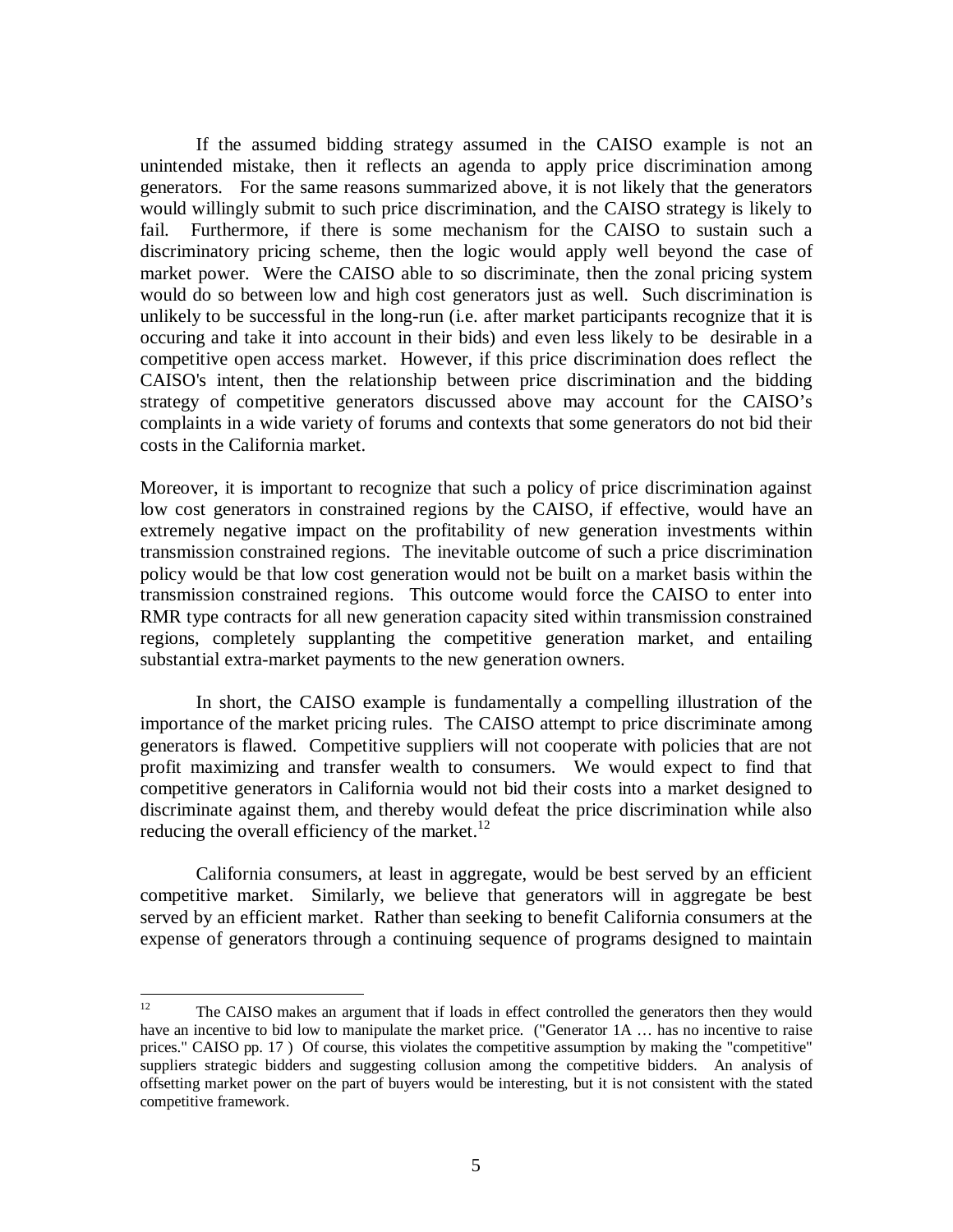If the assumed bidding strategy assumed in the CAISO example is not an unintended mistake, then it reflects an agenda to apply price discrimination among generators. For the same reasons summarized above, it is not likely that the generators would willingly submit to such price discrimination, and the CAISO strategy is likely to fail. Furthermore, if there is some mechanism for the CAISO to sustain such a discriminatory pricing scheme, then the logic would apply well beyond the case of market power. Were the CAISO able to so discriminate, then the zonal pricing system would do so between low and high cost generators just as well. Such discrimination is unlikely to be successful in the long-run (i.e. after market participants recognize that it is occuring and take it into account in their bids) and even less likely to be desirable in a competitive open access market. However, if this price discrimination does reflect the CAISO's intent, then the relationship between price discrimination and the bidding strategy of competitive generators discussed above may account for the CAISO's complaints in a wide variety of forums and contexts that some generators do not bid their costs in the California market.

Moreover, it is important to recognize that such a policy of price discrimination against low cost generators in constrained regions by the CAISO, if effective, would have an extremely negative impact on the profitability of new generation investments within transmission constrained regions. The inevitable outcome of such a price discrimination policy would be that low cost generation would not be built on a market basis within the transmission constrained regions. This outcome would force the CAISO to enter into RMR type contracts for all new generation capacity sited within transmission constrained regions, completely supplanting the competitive generation market, and entailing substantial extra-market payments to the new generation owners.

In short, the CAISO example is fundamentally a compelling illustration of the importance of the market pricing rules. The CAISO attempt to price discriminate among generators is flawed. Competitive suppliers will not cooperate with policies that are not profit maximizing and transfer wealth to consumers. We would expect to find that competitive generators in California would not bid their costs into a market designed to discriminate against them, and thereby would defeat the price discrimination while also reducing the overall efficiency of the market.[12]

California consumers, at least in aggregate, would be best served by an efficient competitive market. Similarly, we believe that generators will in aggregate be best served by an efficient market. Rather than seeking to benefit California consumers at the expense of generators through a continuing sequence of programs designed to maintain

---

[12] The CAISO makes an argument that if loads in effect controlled the generators then they would have an incentive to bid low to manipulate the market price. ("Generator 1A … has no incentive to raise prices." CAISO pp. 17 ) Of course, this violates the competitive assumption by making the "competitive" suppliers strategic bidders and suggesting collusion among the competitive bidders. An analysis of offsetting market power on the part of buyers would be interesting, but it is not consistent with the stated competitive framework.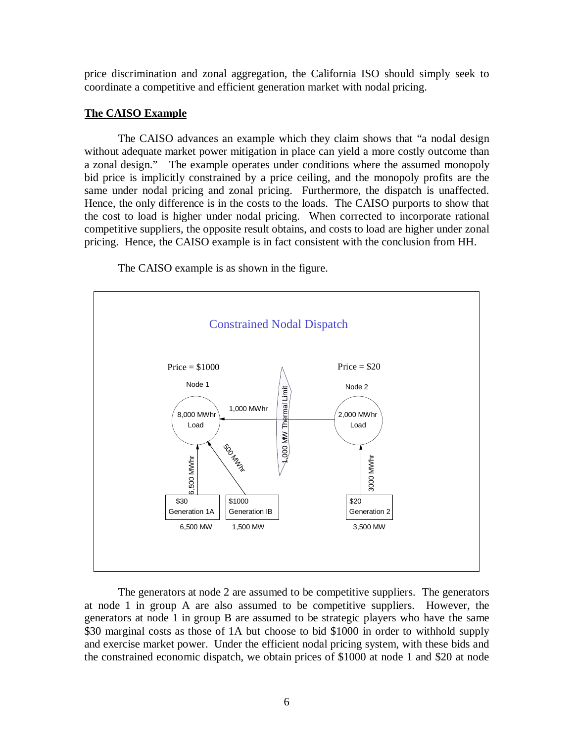price discrimination and zonal aggregation, the California ISO should simply seek to coordinate a competitive and efficient generation market with nodal pricing.

**The CAISO Example**

The CAISO advances an example which they claim shows that "a nodal design without adequate market power mitigation in place can yield a more costly outcome than a zonal design." The example operates under conditions where the assumed monopoly bid price is implicitly constrained by a price ceiling, and the monopoly profits are the same under nodal pricing and zonal pricing. Furthermore, the dispatch is unaffected. Hence, the only difference is in the costs to the loads. The CAISO purports to show that the cost to load is higher under nodal pricing. When corrected to incorporate rational competitive suppliers, the opposite result obtains, and costs to load are higher under zonal pricing. Hence, the CAISO example is in fact consistent with the conclusion from HH.

The CAISO example is as shown in the figure.

Constrained Nodal Dispatch

Price = $1000 — Node 1: 8,000 MWhr Load

Price = $20 — Node 2: 2,000 MWhr Load

1,000 MWhr flow from Node 2 to Node 1 (1,000 MW Thermal Limit)

$30 Generation 1A, 6,500 MW — 6,500 MWhr to Node 1

$1000 Generation IB, 1,500 MW — 500 MWhr to Node 1

$20 Generation 2, 3,500 MW — 3000 MWhr to Node 2

The generators at node 2 are assumed to be competitive suppliers. The generators at node 1 in group A are also assumed to be competitive suppliers. However, the generators at node 1 in group B are assumed to be strategic players who have the same $30 marginal costs as those of 1A but choose to bid $1000 in order to withhold supply and exercise market power. Under the efficient nodal pricing system, with these bids and the constrained economic dispatch, we obtain prices of $1000 at node 1 and $20 at node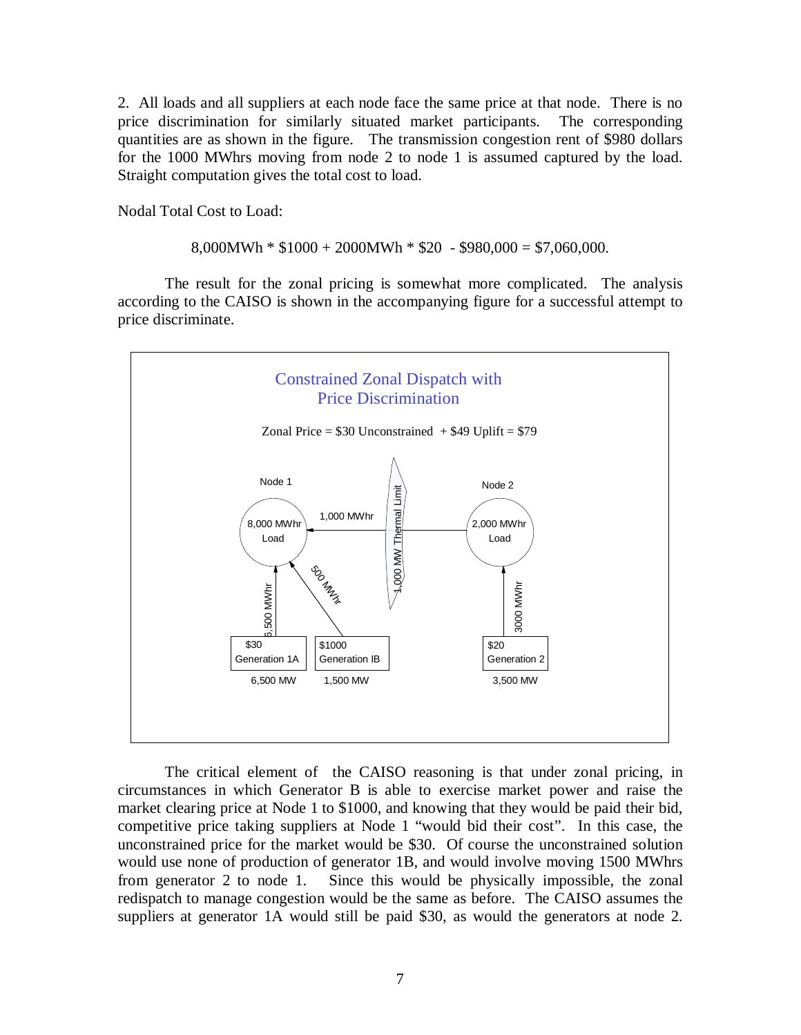2. All loads and all suppliers at each node face the same price at that node. There is no price discrimination for similarly situated market participants. The corresponding quantities are as shown in the figure. The transmission congestion rent of $980 dollars for the 1000 MWhrs moving from node 2 to node 1 is assumed captured by the load. Straight computation gives the total cost to load.

Nodal Total Cost to Load:

8,000MWh * $1000 + 2000MWh * $20 - $980,000 = $7,060,000.

The result for the zonal pricing is somewhat more complicated. The analysis according to the CAISO is shown in the accompanying figure for a successful attempt to price discriminate.

Constrained Zonal Dispatch with Price Discrimination

Zonal Price = $30 Unconstrained + $49 Uplift = $79

Node 1: 8,000 MWhr Load. Node 2: 2,000 MWhr Load. 1,000 MWhr flow from Node 2 to Node 1 (1,000 MW Thermal Limit). Generation 1A ($30, 6,500 MW): 6,500 MWhr. Generation IB ($1000, 1,500 MW): 500 MWhr. Generation 2 ($20, 3,500 MW): 3000 MWhr.

The critical element of the CAISO reasoning is that under zonal pricing, in circumstances in which Generator B is able to exercise market power and raise the market clearing price at Node 1 to $1000, and knowing that they would be paid their bid, competitive price taking suppliers at Node 1 "would bid their cost". In this case, the unconstrained price for the market would be $30. Of course the unconstrained solution would use none of production of generator 1B, and would involve moving 1500 MWhrs from generator 2 to node 1. Since this would be physically impossible, the zonal redispatch to manage congestion would be the same as before. The CAISO assumes the suppliers at generator 1A would still be paid $30, as would the generators at node 2.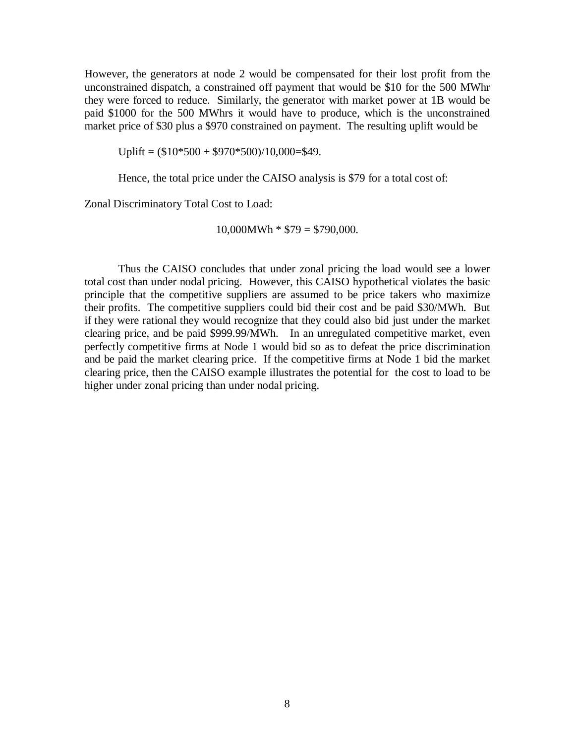However, the generators at node 2 would be compensated for their lost profit from the unconstrained dispatch, a constrained off payment that would be \$10 for the 500 MWhr they were forced to reduce. Similarly, the generator with market power at 1B would be paid \$1000 for the 500 MWhrs it would have to produce, which is the unconstrained market price of \$30 plus a \$970 constrained on payment. The resulting uplift would be

$$\text{Uplift} = (\$10*500 + \$970*500)/10{,}000 = \$49.$$

Hence, the total price under the CAISO analysis is \$79 for a total cost of:

Zonal Discriminatory Total Cost to Load:

$$10{,}000\text{MWh} * \$79 = \$790{,}000.$$

Thus the CAISO concludes that under zonal pricing the load would see a lower total cost than under nodal pricing. However, this CAISO hypothetical violates the basic principle that the competitive suppliers are assumed to be price takers who maximize their profits. The competitive suppliers could bid their cost and be paid \$30/MWh. But if they were rational they would recognize that they could also bid just under the market clearing price, and be paid \$999.99/MWh. In an unregulated competitive market, even perfectly competitive firms at Node 1 would bid so as to defeat the price discrimination and be paid the market clearing price. If the competitive firms at Node 1 bid the market clearing price, then the CAISO example illustrates the potential for the cost to load to be higher under zonal pricing than under nodal pricing.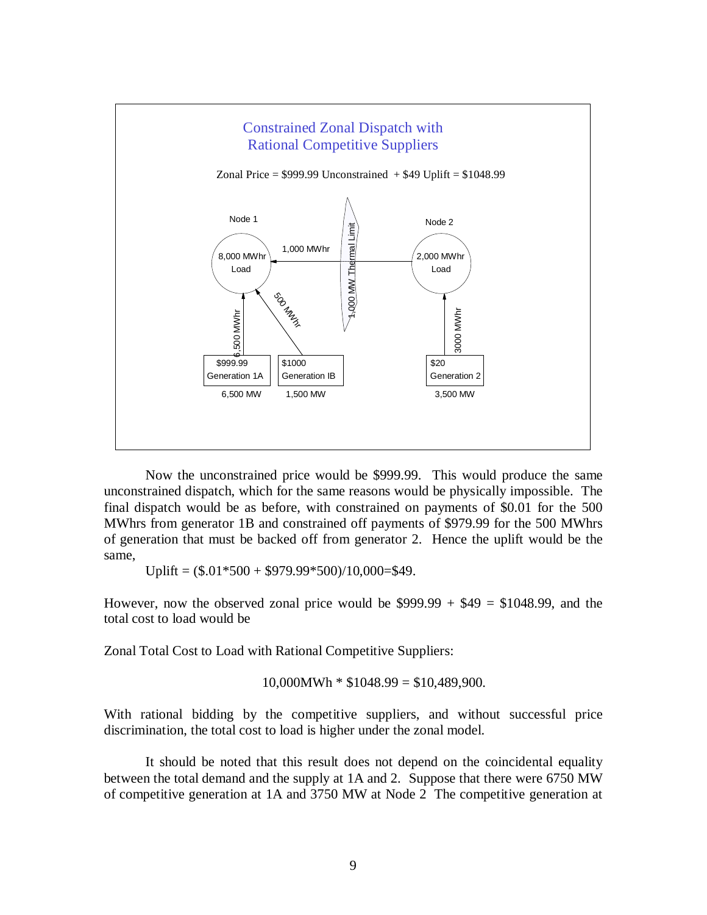Constrained Zonal Dispatch with Rational Competitive Suppliers

Zonal Price = $999.99 Unconstrained + $49 Uplift = $1048.99

Node 1

8,000 MWhr Load

Node 2

2,000 MWhr Load

1,000 MWhr

1,000 MW Thermal Limit

6,500 MWhr

500 MWhr

3000 MWhr

$999.99 Generation 1A — 6,500 MW

$1000 Generation IB — 1,500 MW

$20 Generation 2 — 3,500 MW

Now the unconstrained price would be $999.99. This would produce the same unconstrained dispatch, which for the same reasons would be physically impossible. The final dispatch would be as before, with constrained on payments of $0.01 for the 500 MWhrs from generator 1B and constrained off payments of $979.99 for the 500 MWhrs of generation that must be backed off from generator 2. Hence the uplift would be the same,

Uplift = ($.01*500 + $979.99*500)/10,000=$49.

However, now the observed zonal price would be $999.99 + $49 = $1048.99, and the total cost to load would be

Zonal Total Cost to Load with Rational Competitive Suppliers:

10,000MWh * $1048.99 = $10,489,900.

With rational bidding by the competitive suppliers, and without successful price discrimination, the total cost to load is higher under the zonal model.

It should be noted that this result does not depend on the coincidental equality between the total demand and the supply at 1A and 2. Suppose that there were 6750 MW of competitive generation at 1A and 3750 MW at Node 2 The competitive generation at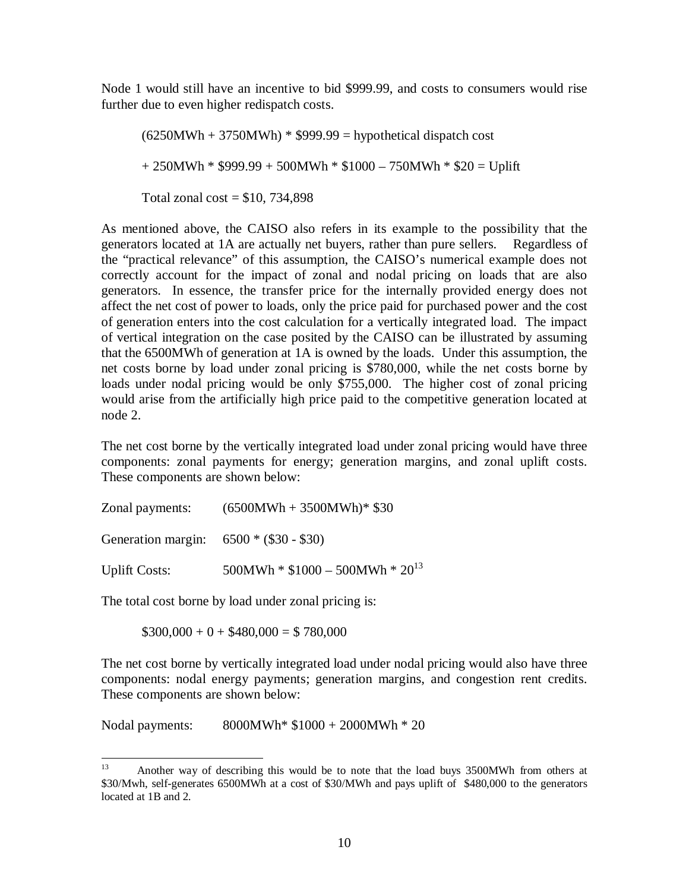Node 1 would still have an incentive to bid $999.99, and costs to consumers would rise further due to even higher redispatch costs.

(6250MWh + 3750MWh) * $999.99 = hypothetical dispatch cost

+ 250MWh * $999.99 + 500MWh * $1000 – 750MWh * $20 = Uplift

Total zonal cost = $10, 734,898

As mentioned above, the CAISO also refers in its example to the possibility that the generators located at 1A are actually net buyers, rather than pure sellers. Regardless of the "practical relevance" of this assumption, the CAISO's numerical example does not correctly account for the impact of zonal and nodal pricing on loads that are also generators. In essence, the transfer price for the internally provided energy does not affect the net cost of power to loads, only the price paid for purchased power and the cost of generation enters into the cost calculation for a vertically integrated load. The impact of vertical integration on the case posited by the CAISO can be illustrated by assuming that the 6500MWh of generation at 1A is owned by the loads. Under this assumption, the net costs borne by load under zonal pricing is $780,000, while the net costs borne by loads under nodal pricing would be only $755,000. The higher cost of zonal pricing would arise from the artificially high price paid to the competitive generation located at node 2.

The net cost borne by the vertically integrated load under zonal pricing would have three components: zonal payments for energy; generation margins, and zonal uplift costs. These components are shown below:

Zonal payments: (6500MWh + 3500MWh)* $30

Generation margin: 6500 * ($30 - $30)

Uplift Costs: 500MWh * $1000 – 500MWh * 20[13]

The total cost borne by load under zonal pricing is:

$300,000 + 0 + $480,000 = $ 780,000

The net cost borne by vertically integrated load under nodal pricing would also have three components: nodal energy payments; generation margins, and congestion rent credits. These components are shown below:

Nodal payments: 8000MWh* $1000 + 2000MWh * 20

---

[13] Another way of describing this would be to note that the load buys 3500MWh from others at $30/Mwh, self-generates 6500MWh at a cost of $30/MWh and pays uplift of $480,000 to the generators located at 1B and 2.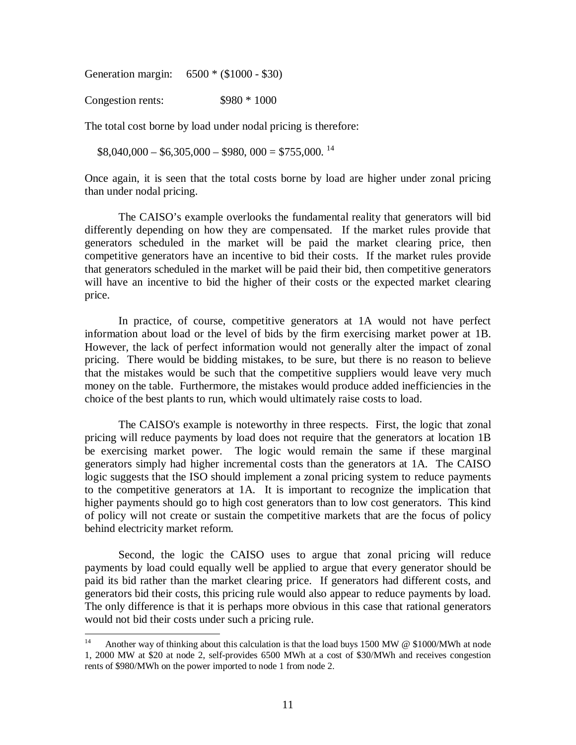Generation margin: 6500 * ($1000 - $30)

Congestion rents: $980 * 1000

The total cost borne by load under nodal pricing is therefore:

$8,040,000 – $6,305,000 – $980, 000 = $755,000. [14]

Once again, it is seen that the total costs borne by load are higher under zonal pricing than under nodal pricing.

The CAISO's example overlooks the fundamental reality that generators will bid differently depending on how they are compensated. If the market rules provide that generators scheduled in the market will be paid the market clearing price, then competitive generators have an incentive to bid their costs. If the market rules provide that generators scheduled in the market will be paid their bid, then competitive generators will have an incentive to bid the higher of their costs or the expected market clearing price.

In practice, of course, competitive generators at 1A would not have perfect information about load or the level of bids by the firm exercising market power at 1B. However, the lack of perfect information would not generally alter the impact of zonal pricing. There would be bidding mistakes, to be sure, but there is no reason to believe that the mistakes would be such that the competitive suppliers would leave very much money on the table. Furthermore, the mistakes would produce added inefficiencies in the choice of the best plants to run, which would ultimately raise costs to load.

The CAISO's example is noteworthy in three respects. First, the logic that zonal pricing will reduce payments by load does not require that the generators at location 1B be exercising market power. The logic would remain the same if these marginal generators simply had higher incremental costs than the generators at 1A. The CAISO logic suggests that the ISO should implement a zonal pricing system to reduce payments to the competitive generators at 1A. It is important to recognize the implication that higher payments should go to high cost generators than to low cost generators. This kind of policy will not create or sustain the competitive markets that are the focus of policy behind electricity market reform.

Second, the logic the CAISO uses to argue that zonal pricing will reduce payments by load could equally well be applied to argue that every generator should be paid its bid rather than the market clearing price. If generators had different costs, and generators bid their costs, this pricing rule would also appear to reduce payments by load. The only difference is that it is perhaps more obvious in this case that rational generators would not bid their costs under such a pricing rule.

[14] Another way of thinking about this calculation is that the load buys 1500 MW @ $1000/MWh at node 1, 2000 MW at $20 at node 2, self-provides 6500 MWh at a cost of $30/MWh and receives congestion rents of $980/MWh on the power imported to node 1 from node 2.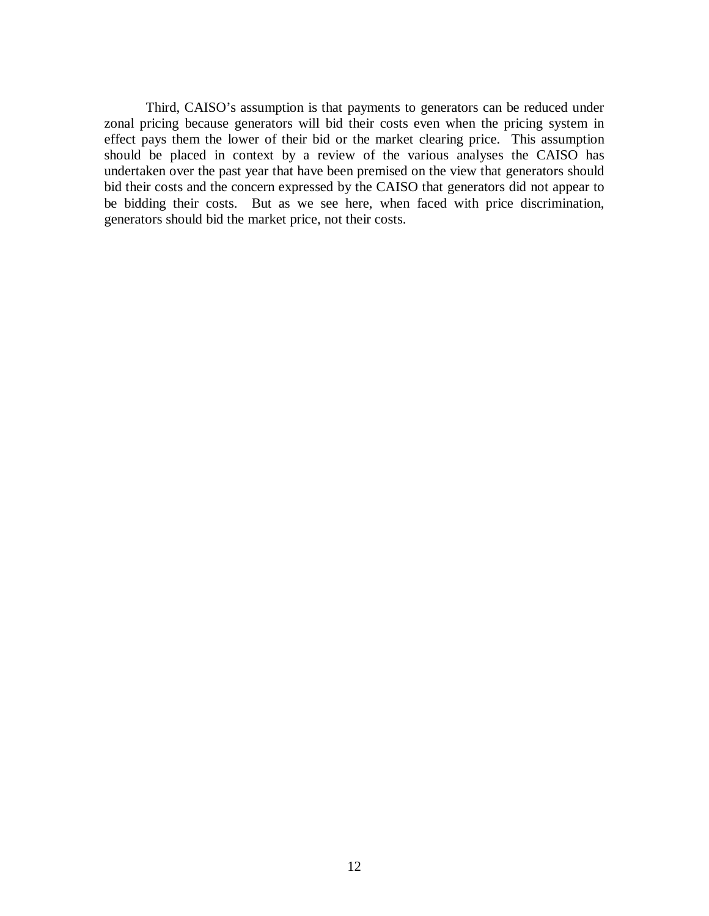Third, CAISO's assumption is that payments to generators can be reduced under zonal pricing because generators will bid their costs even when the pricing system in effect pays them the lower of their bid or the market clearing price. This assumption should be placed in context by a review of the various analyses the CAISO has undertaken over the past year that have been premised on the view that generators should bid their costs and the concern expressed by the CAISO that generators did not appear to be bidding their costs. But as we see here, when faced with price discrimination, generators should bid the market price, not their costs.